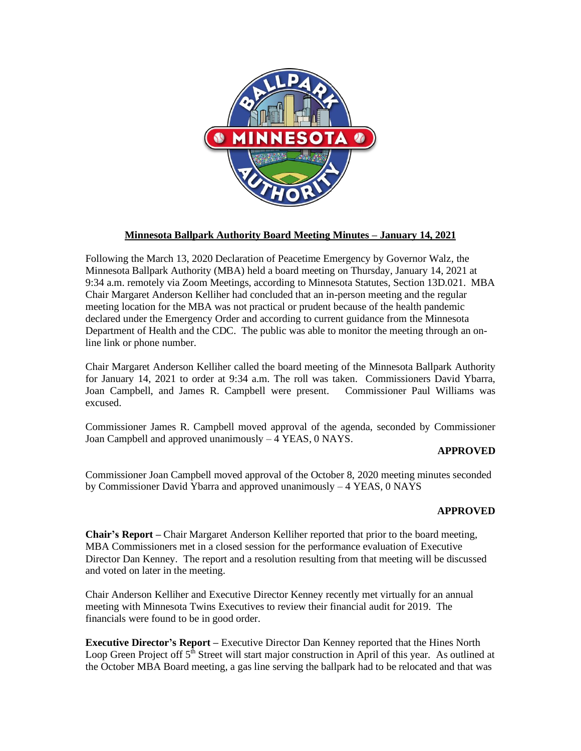# Minnesota Ballpark Authority Board Meeting Minutes – January 14, 2021

Following the March 13, 2020 Declaration of Peacetime Emergency by Governor Walz, the Minnesota Ballpark Authority (MBA) held a board meeting on Thursday, January 14, 2021 at 9:34 a.m. remotely via Zoom Meetings, according to Minnesota Statutes, Section 13D.021. MBA Chair Margaret Anderson Kelliher had concluded that an in-person meeting and the regular meeting location for the MBA was not practical or prudent because of the health pandemic declared under the Emergency Order and according to current guidance from the Minnesota Department of Health and the CDC. The public was able to monitor the meeting through an on-line link or phone number.

Chair Margaret Anderson Kelliher called the board meeting of the Minnesota Ballpark Authority for January 14, 2021 to order at 9:34 a.m. The roll was taken. Commissioners David Ybarra, Joan Campbell, and James R. Campbell were present. Commissioner Paul Williams was excused.

Commissioner James R. Campbell moved approval of the agenda, seconded by Commissioner Joan Campbell and approved unanimously – 4 YEAS, 0 NAYS.

**APPROVED**

Commissioner Joan Campbell moved approval of the October 8, 2020 meeting minutes seconded by Commissioner David Ybarra and approved unanimously – 4 YEAS, 0 NAYS

**APPROVED**

**Chair's Report –** Chair Margaret Anderson Kelliher reported that prior to the board meeting, MBA Commissioners met in a closed session for the performance evaluation of Executive Director Dan Kenney. The report and a resolution resulting from that meeting will be discussed and voted on later in the meeting.

Chair Anderson Kelliher and Executive Director Kenney recently met virtually for an annual meeting with Minnesota Twins Executives to review their financial audit for 2019. The financials were found to be in good order.

**Executive Director's Report –** Executive Director Dan Kenney reported that the Hines North Loop Green Project off 5th Street will start major construction in April of this year. As outlined at the October MBA Board meeting, a gas line serving the ballpark had to be relocated and that was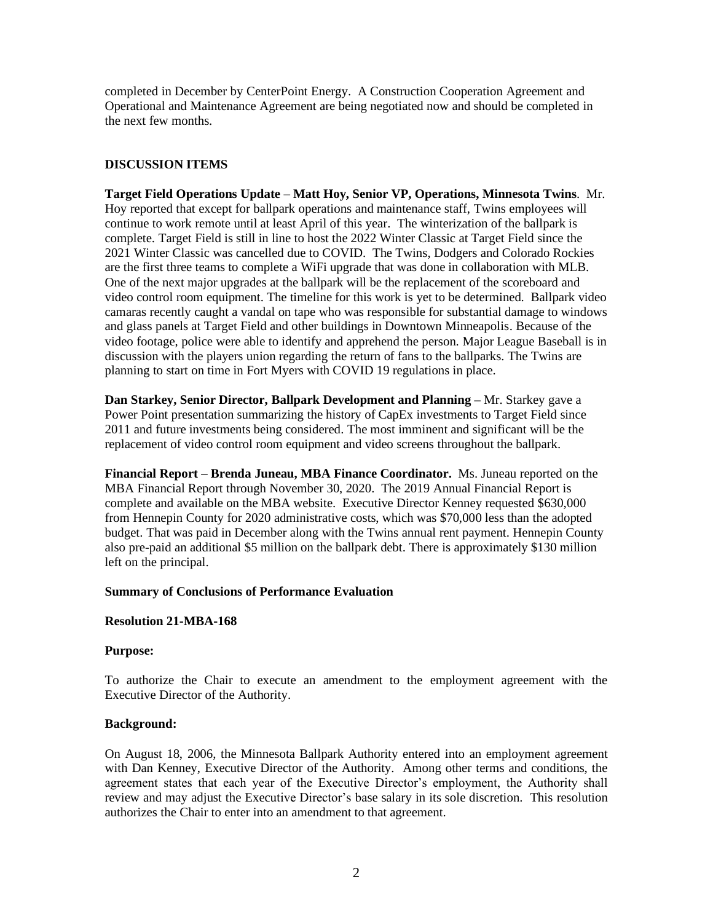completed in December by CenterPoint Energy. A Construction Cooperation Agreement and Operational and Maintenance Agreement are being negotiated now and should be completed in the next few months.

**DISCUSSION ITEMS**

**Target Field Operations Update** – **Matt Hoy, Senior VP, Operations, Minnesota Twins**. Mr. Hoy reported that except for ballpark operations and maintenance staff, Twins employees will continue to work remote until at least April of this year. The winterization of the ballpark is complete. Target Field is still in line to host the 2022 Winter Classic at Target Field since the 2021 Winter Classic was cancelled due to COVID. The Twins, Dodgers and Colorado Rockies are the first three teams to complete a WiFi upgrade that was done in collaboration with MLB. One of the next major upgrades at the ballpark will be the replacement of the scoreboard and video control room equipment. The timeline for this work is yet to be determined. Ballpark video camaras recently caught a vandal on tape who was responsible for substantial damage to windows and glass panels at Target Field and other buildings in Downtown Minneapolis. Because of the video footage, police were able to identify and apprehend the person. Major League Baseball is in discussion with the players union regarding the return of fans to the ballparks. The Twins are planning to start on time in Fort Myers with COVID 19 regulations in place.

**Dan Starkey, Senior Director, Ballpark Development and Planning –** Mr. Starkey gave a Power Point presentation summarizing the history of CapEx investments to Target Field since 2011 and future investments being considered. The most imminent and significant will be the replacement of video control room equipment and video screens throughout the ballpark.

**Financial Report – Brenda Juneau, MBA Finance Coordinator.** Ms. Juneau reported on the MBA Financial Report through November 30, 2020. The 2019 Annual Financial Report is complete and available on the MBA website. Executive Director Kenney requested $630,000 from Hennepin County for 2020 administrative costs, which was $70,000 less than the adopted budget. That was paid in December along with the Twins annual rent payment. Hennepin County also pre-paid an additional $5 million on the ballpark debt. There is approximately $130 million left on the principal.

**Summary of Conclusions of Performance Evaluation**

**Resolution 21-MBA-168**

**Purpose:**

To authorize the Chair to execute an amendment to the employment agreement with the Executive Director of the Authority.

**Background:**

On August 18, 2006, the Minnesota Ballpark Authority entered into an employment agreement with Dan Kenney, Executive Director of the Authority. Among other terms and conditions, the agreement states that each year of the Executive Director's employment, the Authority shall review and may adjust the Executive Director's base salary in its sole discretion. This resolution authorizes the Chair to enter into an amendment to that agreement.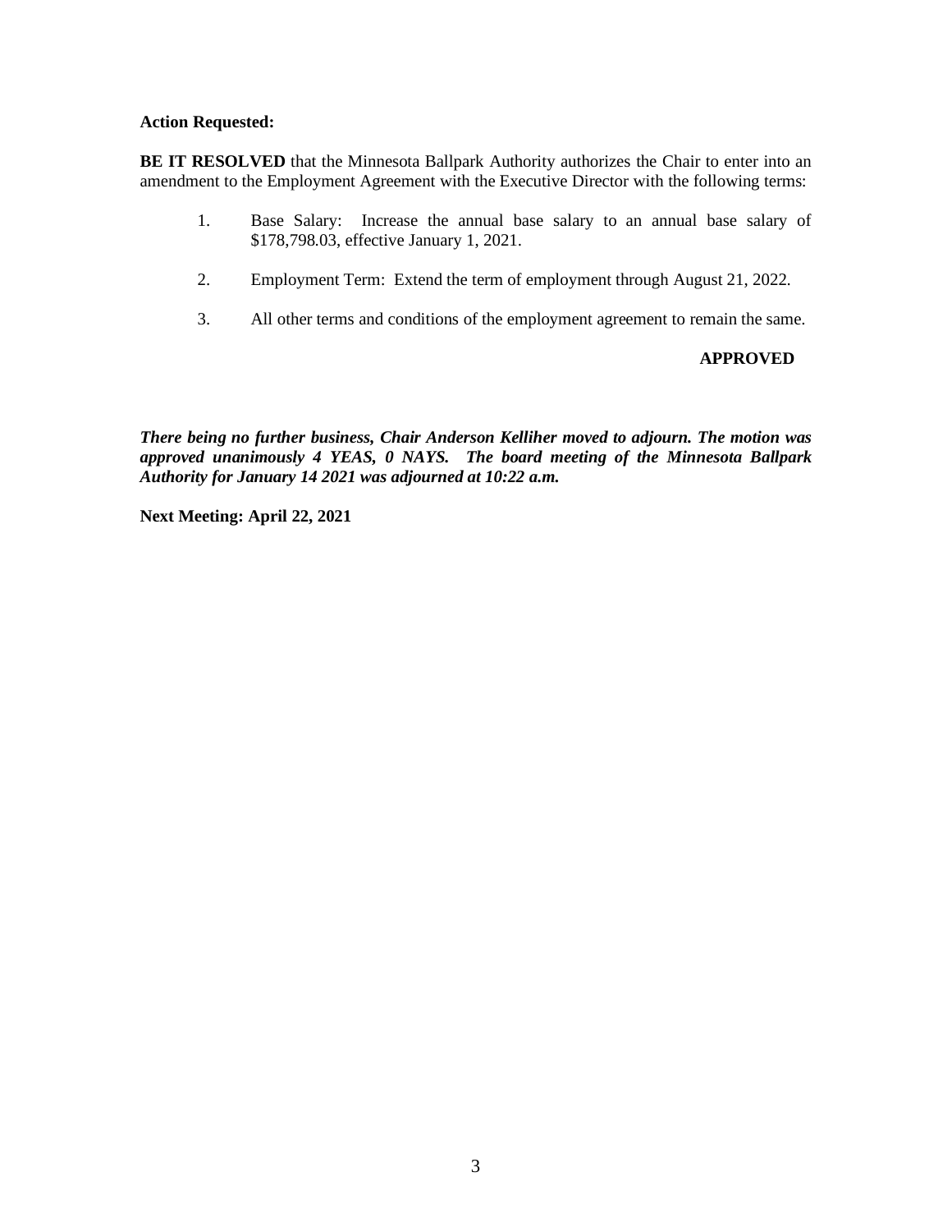**Action Requested:**

**BE IT RESOLVED** that the Minnesota Ballpark Authority authorizes the Chair to enter into an amendment to the Employment Agreement with the Executive Director with the following terms:

1. Base Salary: Increase the annual base salary to an annual base salary of $178,798.03, effective January 1, 2021.

2. Employment Term: Extend the term of employment through August 21, 2022.

3. All other terms and conditions of the employment agreement to remain the same.

**APPROVED**

***There being no further business, Chair Anderson Kelliher moved to adjourn. The motion was approved unanimously 4 YEAS, 0 NAYS. The board meeting of the Minnesota Ballpark Authority for January 14 2021 was adjourned at 10:22 a.m.***

**Next Meeting: April 22, 2021**